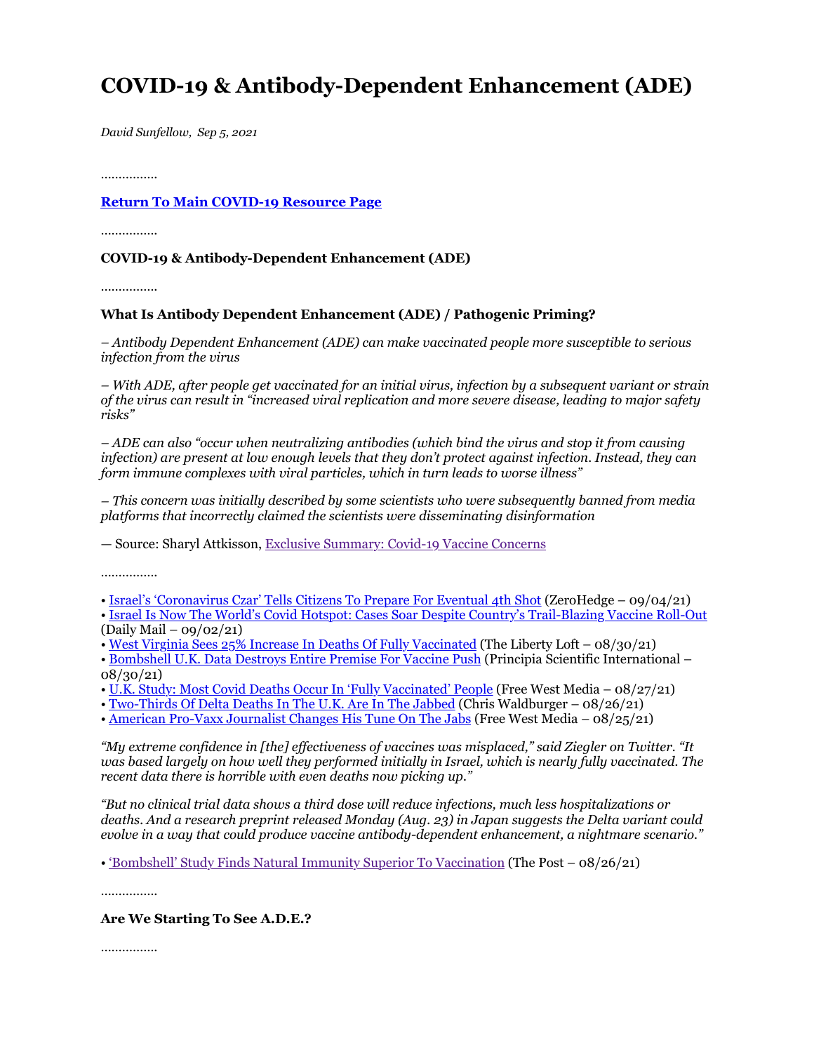# COVID-19 & Antibody-Dependent Enhancement (ADE)

*David Sunfellow, Sep 5, 2021*

................

**[Return To Main COVID-19 Resource Page]()**

................

**COVID-19 & Antibody-Dependent Enhancement (ADE)**

................

**What Is Antibody Dependent Enhancement (ADE) / Pathogenic Priming?**

*– Antibody Dependent Enhancement (ADE) can make vaccinated people more susceptible to serious infection from the virus*

*– With ADE, after people get vaccinated for an initial virus, infection by a subsequent variant or strain of the virus can result in "increased viral replication and more severe disease, leading to major safety risks"*

*– ADE can also "occur when neutralizing antibodies (which bind the virus and stop it from causing infection) are present at low enough levels that they don't protect against infection. Instead, they can form immune complexes with viral particles, which in turn leads to worse illness"*

*– This concern was initially described by some scientists who were subsequently banned from media platforms that incorrectly claimed the scientists were disseminating disinformation*

— Source: Sharyl Attkisson, [Exclusive Summary: Covid-19 Vaccine Concerns]()

................

- [Israel's 'Coronavirus Czar' Tells Citizens To Prepare For Eventual 4th Shot]() (ZeroHedge – 09/04/21)
- [Israel Is Now The World's Covid Hotspot: Cases Soar Despite Country's Trail-Blazing Vaccine Roll-Out]() (Daily Mail – 09/02/21)
- [West Virginia Sees 25% Increase In Deaths Of Fully Vaccinated]() (The Liberty Loft – 08/30/21)
- [Bombshell U.K. Data Destroys Entire Premise For Vaccine Push]() (Principia Scientific International – 08/30/21)
- [U.K. Study: Most Covid Deaths Occur In 'Fully Vaccinated' People]() (Free West Media – 08/27/21)
- [Two-Thirds Of Delta Deaths In The U.K. Are In The Jabbed]() (Chris Waldburger – 08/26/21)
- [American Pro-Vaxx Journalist Changes His Tune On The Jabs]() (Free West Media – 08/25/21)

*"My extreme confidence in [the] effectiveness of vaccines was misplaced," said Ziegler on Twitter. "It was based largely on how well they performed initially in Israel, which is nearly fully vaccinated. The recent data there is horrible with even deaths now picking up."*

*"But no clinical trial data shows a third dose will reduce infections, much less hospitalizations or deaths. And a research preprint released Monday (Aug. 23) in Japan suggests the Delta variant could evolve in a way that could produce vaccine antibody-dependent enhancement, a nightmare scenario."*

- ['Bombshell' Study Finds Natural Immunity Superior To Vaccination]() (The Post – 08/26/21)

................

**Are We Starting To See A.D.E.?**

................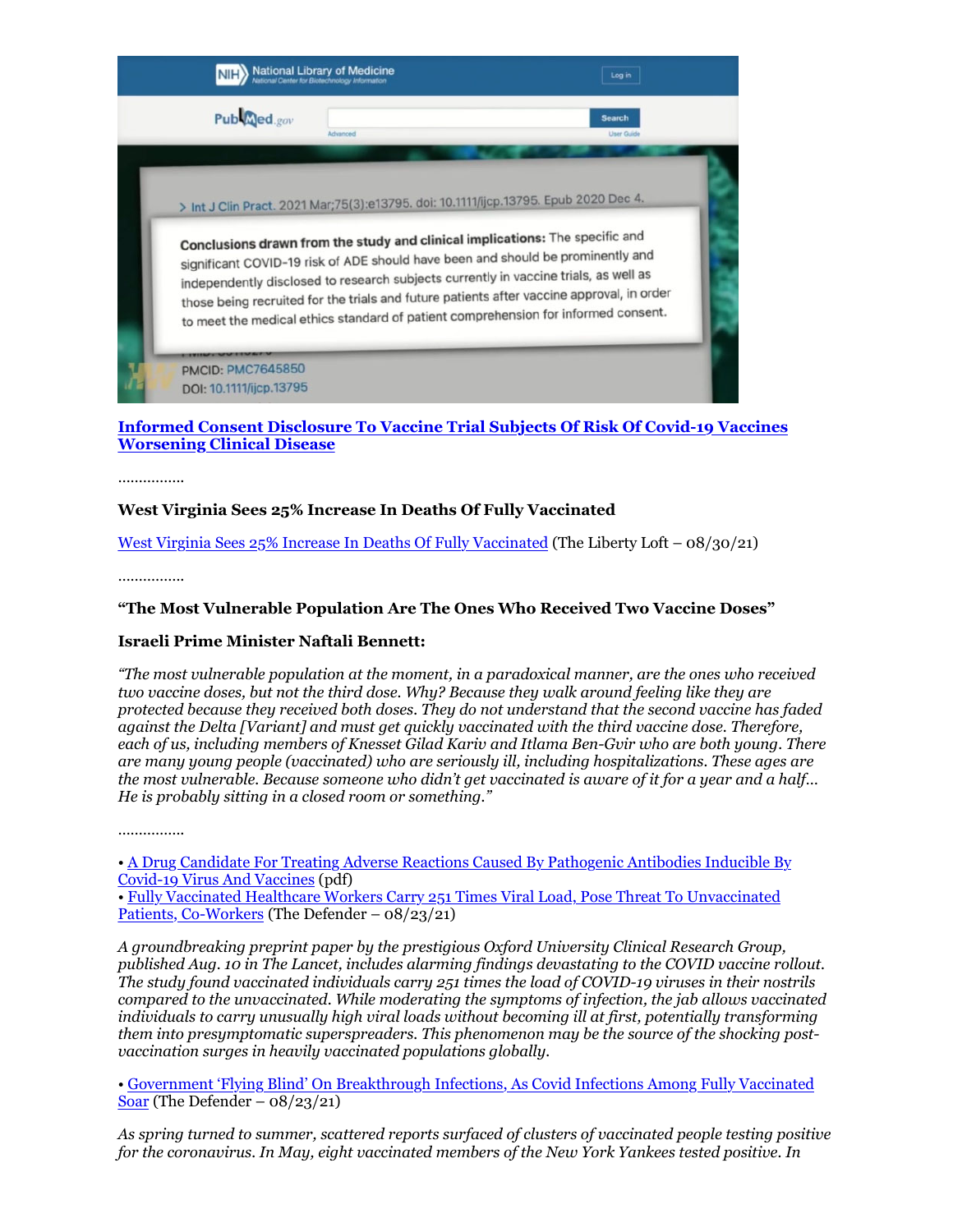> Int J Clin Pract. 2021 Mar;75(3):e13795. doi: 10.1111/ijcp.13795. Epub 2020 Dec 4.

**Conclusions drawn from the study and clinical implications:** The specific and significant COVID-19 risk of ADE should have been and should be prominently and independently disclosed to research subjects currently in vaccine trials, as well as those being recruited for the trials and future patients after vaccine approval, in order to meet the medical ethics standard of patient comprehension for informed consent.

PMCID: PMC7645850
DOI: 10.1111/ijcp.13795

**Informed Consent Disclosure To Vaccine Trial Subjects Of Risk Of Covid-19 Vaccines Worsening Clinical Disease**

................

**West Virginia Sees 25% Increase In Deaths Of Fully Vaccinated**

West Virginia Sees 25% Increase In Deaths Of Fully Vaccinated (The Liberty Loft – 08/30/21)

................

**"The Most Vulnerable Population Are The Ones Who Received Two Vaccine Doses"**

**Israeli Prime Minister Naftali Bennett:**

*"The most vulnerable population at the moment, in a paradoxical manner, are the ones who received two vaccine doses, but not the third dose. Why? Because they walk around feeling like they are protected because they received both doses. They do not understand that the second vaccine has faded against the Delta [Variant] and must get quickly vaccinated with the third vaccine dose. Therefore, each of us, including members of Knesset Gilad Kariv and Itlama Ben-Gvir who are both young. There are many young people (vaccinated) who are seriously ill, including hospitalizations. These ages are the most vulnerable. Because someone who didn't get vaccinated is aware of it for a year and a half... He is probably sitting in a closed room or something."*

................

- A Drug Candidate For Treating Adverse Reactions Caused By Pathogenic Antibodies Inducible By Covid-19 Virus And Vaccines (pdf)
- Fully Vaccinated Healthcare Workers Carry 251 Times Viral Load, Pose Threat To Unvaccinated Patients, Co-Workers (The Defender – 08/23/21)

*A groundbreaking preprint paper by the prestigious Oxford University Clinical Research Group, published Aug. 10 in The Lancet, includes alarming findings devastating to the COVID vaccine rollout. The study found vaccinated individuals carry 251 times the load of COVID-19 viruses in their nostrils compared to the unvaccinated. While moderating the symptoms of infection, the jab allows vaccinated individuals to carry unusually high viral loads without becoming ill at first, potentially transforming them into presymptomatic superspreaders. This phenomenon may be the source of the shocking post-vaccination surges in heavily vaccinated populations globally.*

- Government 'Flying Blind' On Breakthrough Infections, As Covid Infections Among Fully Vaccinated Soar (The Defender – 08/23/21)

*As spring turned to summer, scattered reports surfaced of clusters of vaccinated people testing positive for the coronavirus. In May, eight vaccinated members of the New York Yankees tested positive. In*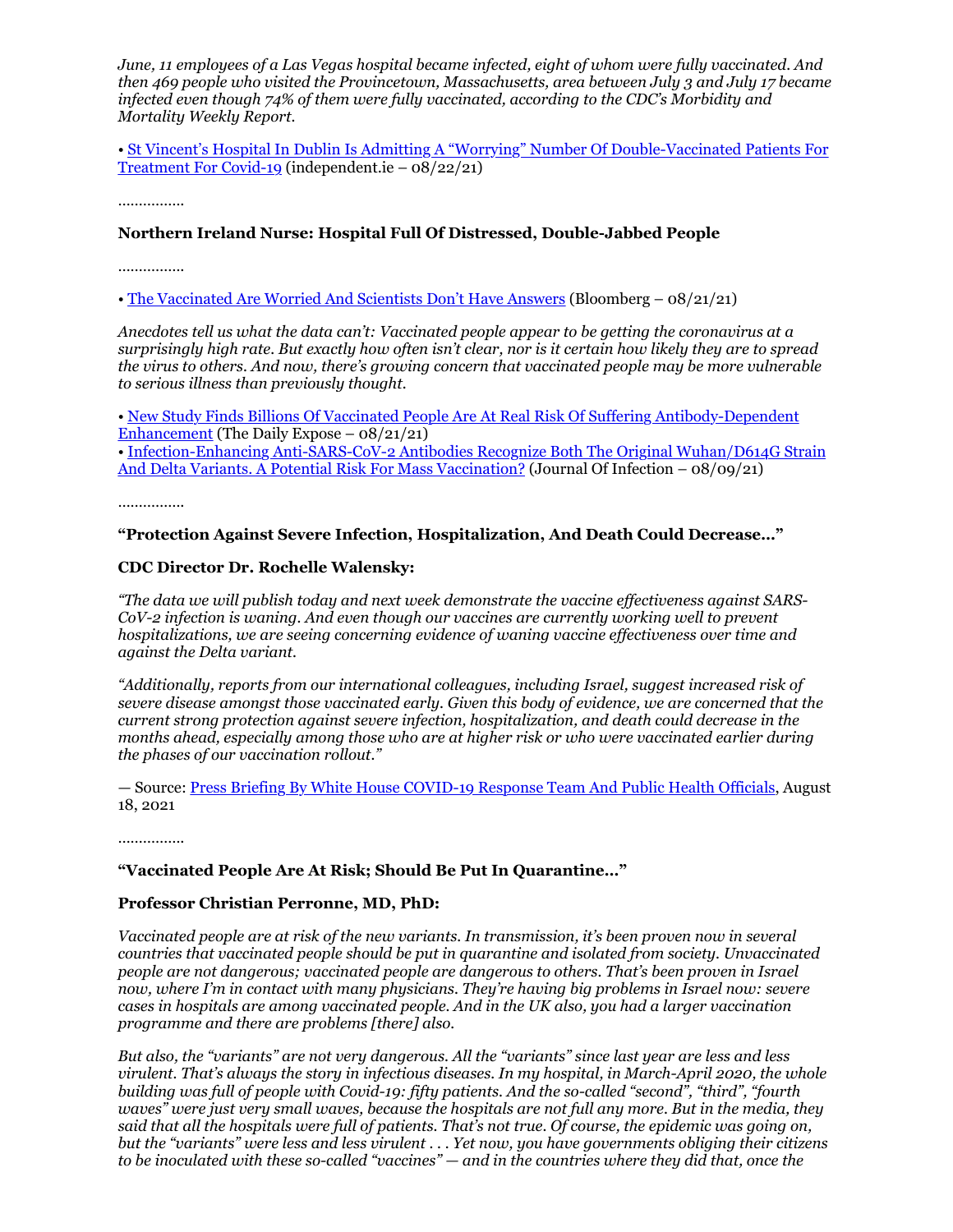*June, 11 employees of a Las Vegas hospital became infected, eight of whom were fully vaccinated. And then 469 people who visited the Provincetown, Massachusetts, area between July 3 and July 17 became infected even though 74% of them were fully vaccinated, according to the CDC's Morbidity and Mortality Weekly Report.*

• [St Vincent's Hospital In Dublin Is Admitting A "Worrying" Number Of Double-Vaccinated Patients For Treatment For Covid-19]() (independent.ie – 08/22/21)

................

**Northern Ireland Nurse: Hospital Full Of Distressed, Double-Jabbed People**

................

• [The Vaccinated Are Worried And Scientists Don't Have Answers]() (Bloomberg – 08/21/21)

*Anecdotes tell us what the data can't: Vaccinated people appear to be getting the coronavirus at a surprisingly high rate. But exactly how often isn't clear, nor is it certain how likely they are to spread the virus to others. And now, there's growing concern that vaccinated people may be more vulnerable to serious illness than previously thought.*

• [New Study Finds Billions Of Vaccinated People Are At Real Risk Of Suffering Antibody-Dependent Enhancement]() (The Daily Expose – 08/21/21)
• [Infection-Enhancing Anti-SARS-CoV-2 Antibodies Recognize Both The Original Wuhan/D614G Strain And Delta Variants. A Potential Risk For Mass Vaccination?]() (Journal Of Infection – 08/09/21)

................

**"Protection Against Severe Infection, Hospitalization, And Death Could Decrease..."**

**CDC Director Dr. Rochelle Walensky:**

*"The data we will publish today and next week demonstrate the vaccine effectiveness against SARS-CoV-2 infection is waning. And even though our vaccines are currently working well to prevent hospitalizations, we are seeing concerning evidence of waning vaccine effectiveness over time and against the Delta variant.*

*"Additionally, reports from our international colleagues, including Israel, suggest increased risk of severe disease amongst those vaccinated early. Given this body of evidence, we are concerned that the current strong protection against severe infection, hospitalization, and death could decrease in the months ahead, especially among those who are at higher risk or who were vaccinated earlier during the phases of our vaccination rollout."*

— Source: [Press Briefing By White House COVID-19 Response Team And Public Health Officials](), August 18, 2021

................

**"Vaccinated People Are At Risk; Should Be Put In Quarantine..."**

**Professor Christian Perronne, MD, PhD:**

*Vaccinated people are at risk of the new variants. In transmission, it's been proven now in several countries that vaccinated people should be put in quarantine and isolated from society. Unvaccinated people are not dangerous; vaccinated people are dangerous to others. That's been proven in Israel now, where I'm in contact with many physicians. They're having big problems in Israel now: severe cases in hospitals are among vaccinated people. And in the UK also, you had a larger vaccination programme and there are problems [there] also.*

*But also, the "variants" are not very dangerous. All the "variants" since last year are less and less virulent. That's always the story in infectious diseases. In my hospital, in March-April 2020, the whole building was full of people with Covid-19: fifty patients. And the so-called "second", "third", "fourth waves" were just very small waves, because the hospitals are not full any more. But in the media, they said that all the hospitals were full of patients. That's not true. Of course, the epidemic was going on, but the "variants" were less and less virulent . . . Yet now, you have governments obliging their citizens to be inoculated with these so-called "vaccines" — and in the countries where they did that, once the*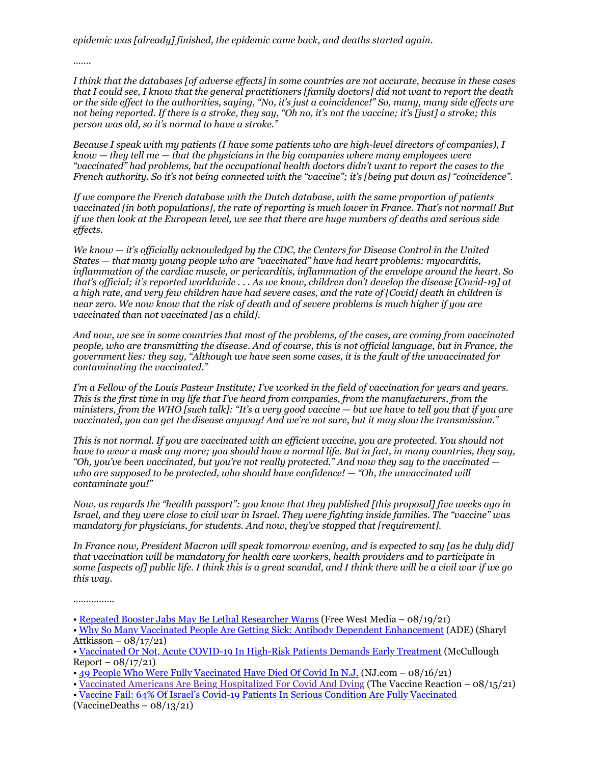*epidemic was [already] finished, the epidemic came back, and deaths started again.*

*.......*

*I think that the databases [of adverse effects] in some countries are not accurate, because in these cases that I could see, I know that the general practitioners [family doctors] did not want to report the death or the side effect to the authorities, saying, "No, it's just a coincidence!" So, many, many side effects are not being reported. If there is a stroke, they say, "Oh no, it's not the vaccine; it's [just] a stroke; this person was old, so it's normal to have a stroke."*

*Because I speak with my patients (I have some patients who are high-level directors of companies), I know — they tell me — that the physicians in the big companies where many employees were "vaccinated" had problems, but the occupational health doctors didn't want to report the cases to the French authority. So it's not being connected with the "vaccine"; it's [being put down as] "coincidence".*

*If we compare the French database with the Dutch database, with the same proportion of patients vaccinated [in both populations], the rate of reporting is much lower in France. That's not normal! But if we then look at the European level, we see that there are huge numbers of deaths and serious side effects.*

*We know — it's officially acknowledged by the CDC, the Centers for Disease Control in the United States — that many young people who are "vaccinated" have had heart problems: myocarditis, inflammation of the cardiac muscle, or pericarditis, inflammation of the envelope around the heart. So that's official; it's reported worldwide . . . As we know, children don't develop the disease [Covid-19] at a high rate, and very few children have had severe cases, and the rate of [Covid] death in children is near zero. We now know that the risk of death and of severe problems is much higher if you are vaccinated than not vaccinated [as a child].*

*And now, we see in some countries that most of the problems, of the cases, are coming from vaccinated people, who are transmitting the disease. And of course, this is not official language, but in France, the government lies: they say, "Although we have seen some cases, it is the fault of the unvaccinated for contaminating the vaccinated."*

*I'm a Fellow of the Louis Pasteur Institute; I've worked in the field of vaccination for years and years. This is the first time in my life that I've heard from companies, from the manufacturers, from the ministers, from the WHO [such talk]: "It's a very good vaccine — but we have to tell you that if you are vaccinated, you can get the disease anyway! And we're not sure, but it may slow the transmission."*

*This is not normal. If you are vaccinated with an efficient vaccine, you are protected. You should not have to wear a mask any more; you should have a normal life. But in fact, in many countries, they say, "Oh, you've been vaccinated, but you're not really protected." And now they say to the vaccinated — who are supposed to be protected, who should have confidence! — "Oh, the unvaccinated will contaminate you!"*

*Now, as regards the "health passport": you know that they published [this proposal] five weeks ago in Israel, and they were close to civil war in Israel. They were fighting inside families. The "vaccine" was mandatory for physicians, for students. And now, they've stopped that [requirement].*

*In France now, President Macron will speak tomorrow evening, and is expected to say [as he duly did] that vaccination will be mandatory for health care workers, health providers and to participate in some [aspects of] public life. I think this is a great scandal, and I think there will be a civil war if we go this way.*

*...............*

- Repeated Booster Jabs May Be Lethal Researcher Warns (Free West Media – 08/19/21)
- Why So Many Vaccinated People Are Getting Sick: Antibody Dependent Enhancement (ADE) (Sharyl Attkisson – 08/17/21)
- Vaccinated Or Not, Acute COVID-19 In High-Risk Patients Demands Early Treatment (McCullough Report – 08/17/21)
- 49 People Who Were Fully Vaccinated Have Died Of Covid In N.J. (NJ.com – 08/16/21)
- Vaccinated Americans Are Being Hospitalized For Covid And Dying (The Vaccine Reaction – 08/15/21)
- Vaccine Fail: 64% Of Israel's Covid-19 Patients In Serious Condition Are Fully Vaccinated (VaccineDeaths – 08/13/21)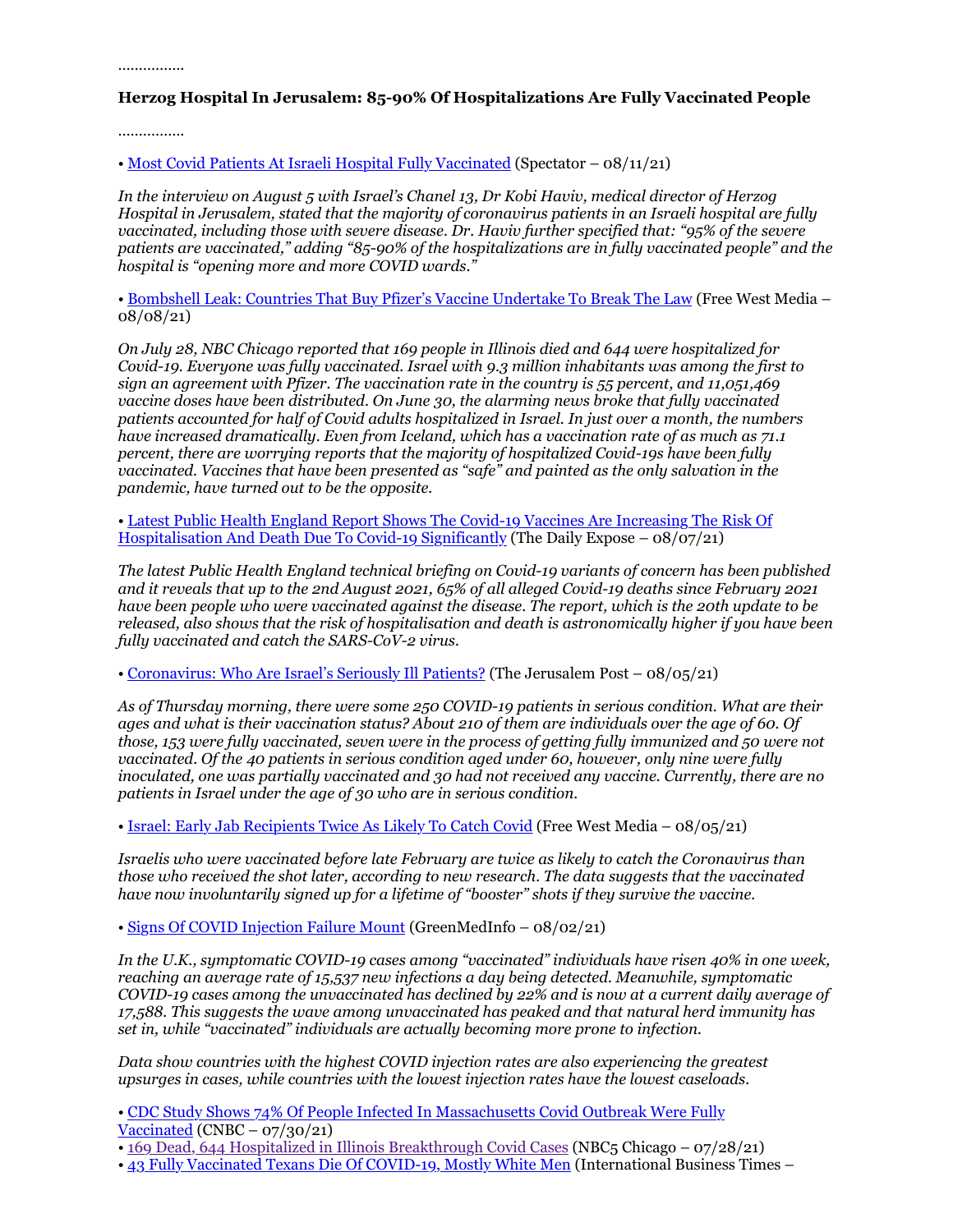…………….

**Herzog Hospital In Jerusalem: 85-90% Of Hospitalizations Are Fully Vaccinated People**

…………….

• Most Covid Patients At Israeli Hospital Fully Vaccinated (Spectator – 08/11/21)

*In the interview on August 5 with Israel's Chanel 13, Dr Kobi Haviv, medical director of Herzog Hospital in Jerusalem, stated that the majority of coronavirus patients in an Israeli hospital are fully vaccinated, including those with severe disease. Dr. Haviv further specified that: "95% of the severe patients are vaccinated," adding "85-90% of the hospitalizations are in fully vaccinated people" and the hospital is "opening more and more COVID wards."*

• Bombshell Leak: Countries That Buy Pfizer's Vaccine Undertake To Break The Law (Free West Media – 08/08/21)

*On July 28, NBC Chicago reported that 169 people in Illinois died and 644 were hospitalized for Covid-19. Everyone was fully vaccinated. Israel with 9.3 million inhabitants was among the first to sign an agreement with Pfizer. The vaccination rate in the country is 55 percent, and 11,051,469 vaccine doses have been distributed. On June 30, the alarming news broke that fully vaccinated patients accounted for half of Covid adults hospitalized in Israel. In just over a month, the numbers have increased dramatically. Even from Iceland, which has a vaccination rate of as much as 71.1 percent, there are worrying reports that the majority of hospitalized Covid-19s have been fully vaccinated. Vaccines that have been presented as "safe" and painted as the only salvation in the pandemic, have turned out to be the opposite.*

• Latest Public Health England Report Shows The Covid-19 Vaccines Are Increasing The Risk Of Hospitalisation And Death Due To Covid-19 Significantly (The Daily Expose – 08/07/21)

*The latest Public Health England technical briefing on Covid-19 variants of concern has been published and it reveals that up to the 2nd August 2021, 65% of all alleged Covid-19 deaths since February 2021 have been people who were vaccinated against the disease. The report, which is the 20th update to be released, also shows that the risk of hospitalisation and death is astronomically higher if you have been fully vaccinated and catch the SARS-CoV-2 virus.*

• Coronavirus: Who Are Israel's Seriously Ill Patients? (The Jerusalem Post – 08/05/21)

*As of Thursday morning, there were some 250 COVID-19 patients in serious condition. What are their ages and what is their vaccination status? About 210 of them are individuals over the age of 60. Of those, 153 were fully vaccinated, seven were in the process of getting fully immunized and 50 were not vaccinated. Of the 40 patients in serious condition aged under 60, however, only nine were fully inoculated, one was partially vaccinated and 30 had not received any vaccine. Currently, there are no patients in Israel under the age of 30 who are in serious condition.*

• Israel: Early Jab Recipients Twice As Likely To Catch Covid (Free West Media – 08/05/21)

*Israelis who were vaccinated before late February are twice as likely to catch the Coronavirus than those who received the shot later, according to new research. The data suggests that the vaccinated have now involuntarily signed up for a lifetime of "booster" shots if they survive the vaccine.*

• Signs Of COVID Injection Failure Mount (GreenMedInfo – 08/02/21)

*In the U.K., symptomatic COVID-19 cases among "vaccinated" individuals have risen 40% in one week, reaching an average rate of 15,537 new infections a day being detected. Meanwhile, symptomatic COVID-19 cases among the unvaccinated has declined by 22% and is now at a current daily average of 17,588. This suggests the wave among unvaccinated has peaked and that natural herd immunity has set in, while "vaccinated" individuals are actually becoming more prone to infection.*

*Data show countries with the highest COVID injection rates are also experiencing the greatest upsurges in cases, while countries with the lowest injection rates have the lowest caseloads.*

• CDC Study Shows 74% Of People Infected In Massachusetts Covid Outbreak Were Fully Vaccinated (CNBC – 07/30/21)
• 169 Dead, 644 Hospitalized in Illinois Breakthrough Covid Cases (NBC5 Chicago – 07/28/21)
• 43 Fully Vaccinated Texans Die Of COVID-19, Mostly White Men (International Business Times –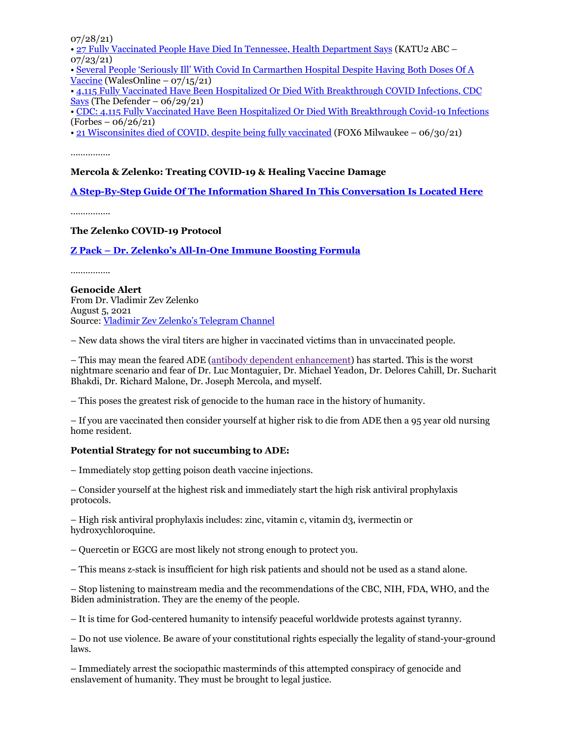07/28/21)
• 27 Fully Vaccinated People Have Died In Tennessee, Health Department Says (KATU2 ABC – 07/23/21)
• Several People 'Seriously Ill' With Covid In Carmarthen Hospital Despite Having Both Doses Of A Vaccine (WalesOnline – 07/15/21)
• 4,115 Fully Vaccinated Have Been Hospitalized Or Died With Breakthrough COVID Infections, CDC Says (The Defender – 06/29/21)
• CDC: 4,115 Fully Vaccinated Have Been Hospitalized Or Died With Breakthrough Covid-19 Infections (Forbes – 06/26/21)
• 21 Wisconsinites died of COVID, despite being fully vaccinated (FOX6 Milwaukee – 06/30/21)

……………

**Mercola & Zelenko: Treating COVID-19 & Healing Vaccine Damage**

**A Step-By-Step Guide Of The Information Shared In This Conversation Is Located Here**

……………

**The Zelenko COVID-19 Protocol**

**Z Pack – Dr. Zelenko's All-In-One Immune Boosting Formula**

……………

**Genocide Alert**
From Dr. Vladimir Zev Zelenko
August 5, 2021
Source: Vladimir Zev Zelenko's Telegram Channel

– New data shows the viral titers are higher in vaccinated victims than in unvaccinated people.

– This may mean the feared ADE (antibody dependent enhancement) has started. This is the worst nightmare scenario and fear of Dr. Luc Montaguier, Dr. Michael Yeadon, Dr. Delores Cahill, Dr. Sucharit Bhakdi, Dr. Richard Malone, Dr. Joseph Mercola, and myself.

– This poses the greatest risk of genocide to the human race in the history of humanity.

– If you are vaccinated then consider yourself at higher risk to die from ADE then a 95 year old nursing home resident.

**Potential Strategy for not succumbing to ADE:**

– Immediately stop getting poison death vaccine injections.

– Consider yourself at the highest risk and immediately start the high risk antiviral prophylaxis protocols.

– High risk antiviral prophylaxis includes: zinc, vitamin c, vitamin d3, ivermectin or hydroxychloroquine.

– Quercetin or EGCG are most likely not strong enough to protect you.

– This means z-stack is insufficient for high risk patients and should not be used as a stand alone.

– Stop listening to mainstream media and the recommendations of the CBC, NIH, FDA, WHO, and the Biden administration. They are the enemy of the people.

– It is time for God-centered humanity to intensify peaceful worldwide protests against tyranny.

– Do not use violence. Be aware of your constitutional rights especially the legality of stand-your-ground laws.

– Immediately arrest the sociopathic masterminds of this attempted conspiracy of genocide and enslavement of humanity. They must be brought to legal justice.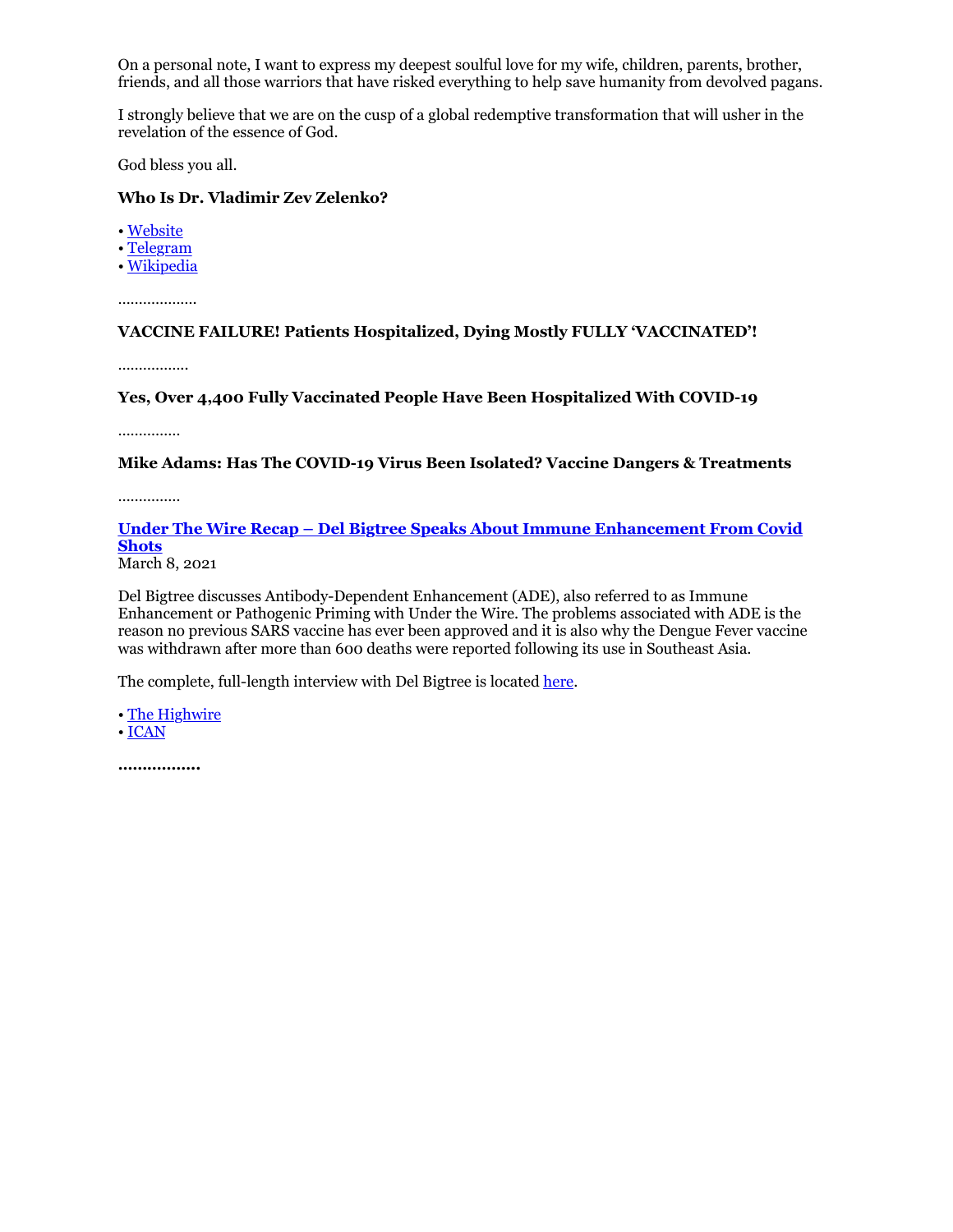On a personal note, I want to express my deepest soulful love for my wife, children, parents, brother, friends, and all those warriors that have risked everything to help save humanity from devolved pagans.

I strongly believe that we are on the cusp of a global redemptive transformation that will usher in the revelation of the essence of God.

God bless you all.

**Who Is Dr. Vladimir Zev Zelenko?**

• Website
• Telegram
• Wikipedia

………………

**VACCINE FAILURE! Patients Hospitalized, Dying Mostly FULLY 'VACCINATED'!**

……………..

**Yes, Over 4,400 Fully Vaccinated People Have Been Hospitalized With COVID-19**

……………

**Mike Adams: Has The COVID-19 Virus Been Isolated? Vaccine Dangers & Treatments**

……………

**Under The Wire Recap – Del Bigtree Speaks About Immune Enhancement From Covid Shots**
March 8, 2021

Del Bigtree discusses Antibody-Dependent Enhancement (ADE), also referred to as Immune Enhancement or Pathogenic Priming with Under the Wire. The problems associated with ADE is the reason no previous SARS vaccine has ever been approved and it is also why the Dengue Fever vaccine was withdrawn after more than 600 deaths were reported following its use in Southeast Asia.

The complete, full-length interview with Del Bigtree is located here.

• The Highwire
• ICAN

**…………….**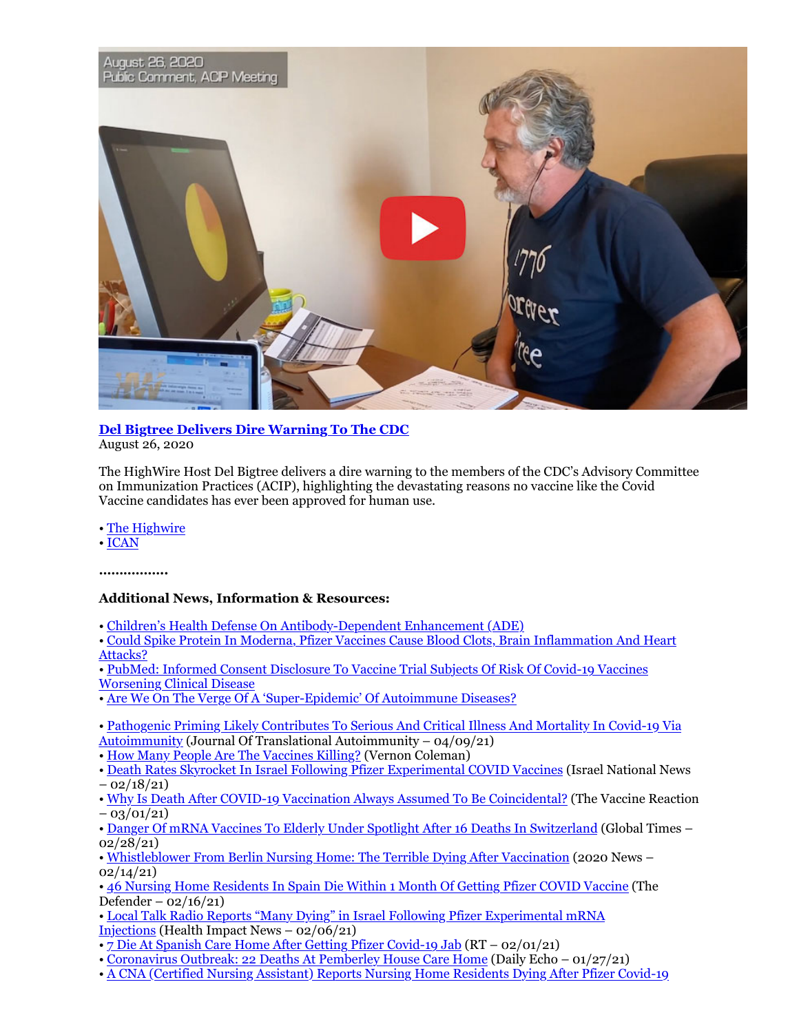**Del Bigtree Delivers Dire Warning To The CDC**
August 26, 2020

The HighWire Host Del Bigtree delivers a dire warning to the members of the CDC's Advisory Committee on Immunization Practices (ACIP), highlighting the devastating reasons no vaccine like the Covid Vaccine candidates has ever been approved for human use.

• The Highwire
• ICAN

................

**Additional News, Information & Resources:**

• Children's Health Defense On Antibody-Dependent Enhancement (ADE)
• Could Spike Protein In Moderna, Pfizer Vaccines Cause Blood Clots, Brain Inflammation And Heart Attacks?
• PubMed: Informed Consent Disclosure To Vaccine Trial Subjects Of Risk Of Covid-19 Vaccines Worsening Clinical Disease
• Are We On The Verge Of A 'Super-Epidemic' Of Autoimmune Diseases?

• Pathogenic Priming Likely Contributes To Serious And Critical Illness And Mortality In Covid-19 Via Autoimmunity (Journal Of Translational Autoimmunity – 04/09/21)
• How Many People Are The Vaccines Killing? (Vernon Coleman)
• Death Rates Skyrocket In Israel Following Pfizer Experimental COVID Vaccines (Israel National News – 02/18/21)
• Why Is Death After COVID-19 Vaccination Always Assumed To Be Coincidental? (The Vaccine Reaction – 03/01/21)
• Danger Of mRNA Vaccines To Elderly Under Spotlight After 16 Deaths In Switzerland (Global Times – 02/28/21)
• Whistleblower From Berlin Nursing Home: The Terrible Dying After Vaccination (2020 News – 02/14/21)
• 46 Nursing Home Residents In Spain Die Within 1 Month Of Getting Pfizer COVID Vaccine (The Defender – 02/16/21)
• Local Talk Radio Reports "Many Dying" in Israel Following Pfizer Experimental mRNA Injections (Health Impact News – 02/06/21)
• 7 Die At Spanish Care Home After Getting Pfizer Covid-19 Jab (RT – 02/01/21)
• Coronavirus Outbreak: 22 Deaths At Pemberley House Care Home (Daily Echo – 01/27/21)
• A CNA (Certified Nursing Assistant) Reports Nursing Home Residents Dying After Pfizer Covid-19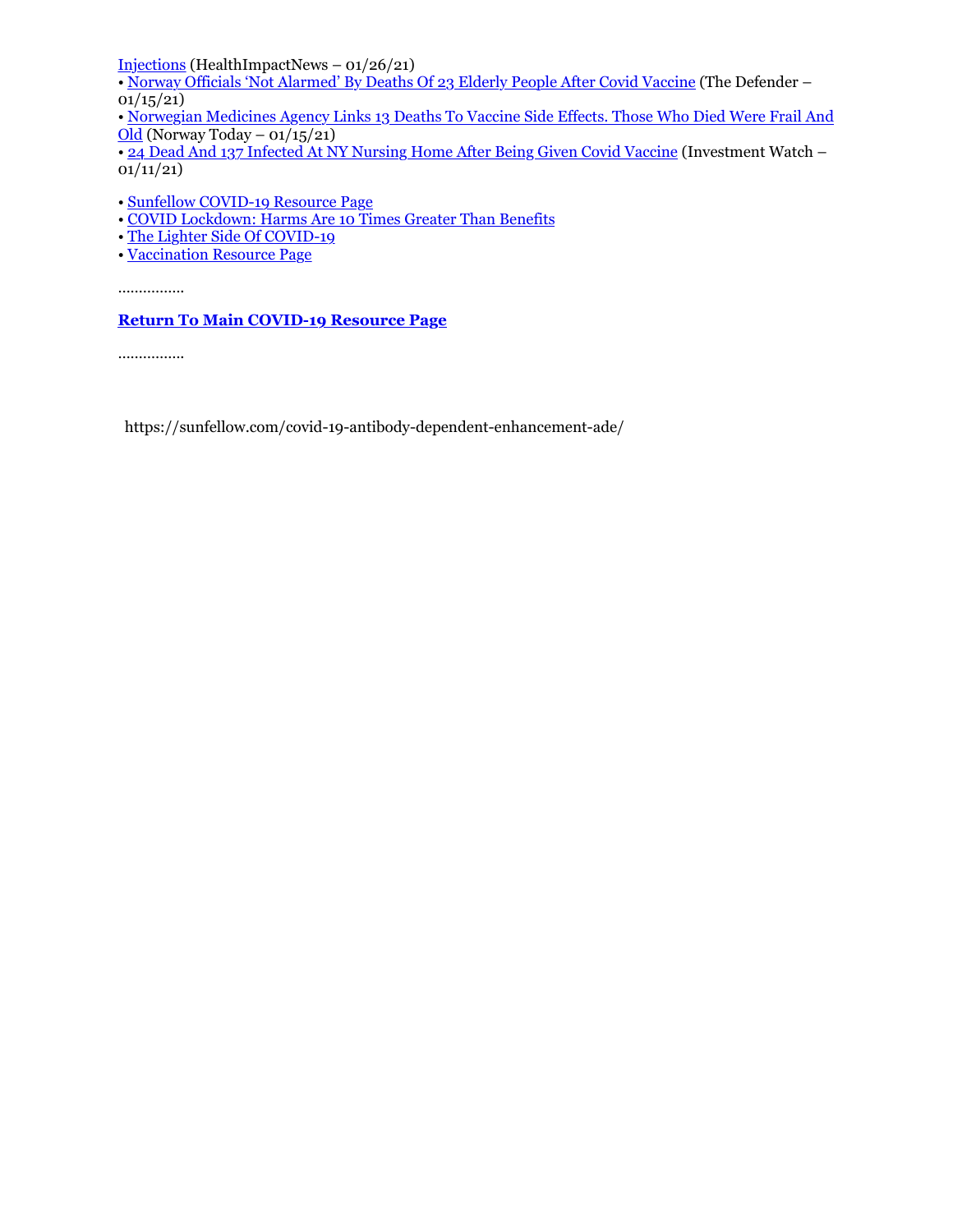Injections (HealthImpactNews – 01/26/21)
• Norway Officials 'Not Alarmed' By Deaths Of 23 Elderly People After Covid Vaccine (The Defender – 01/15/21)
• Norwegian Medicines Agency Links 13 Deaths To Vaccine Side Effects. Those Who Died Were Frail And Old (Norway Today – 01/15/21)
• 24 Dead And 137 Infected At NY Nursing Home After Being Given Covid Vaccine (Investment Watch – 01/11/21)

• Sunfellow COVID-19 Resource Page
• COVID Lockdown: Harms Are 10 Times Greater Than Benefits
• The Lighter Side Of COVID-19
• Vaccination Resource Page

…………….

**Return To Main COVID-19 Resource Page**

…………….

https://sunfellow.com/covid-19-antibody-dependent-enhancement-ade/